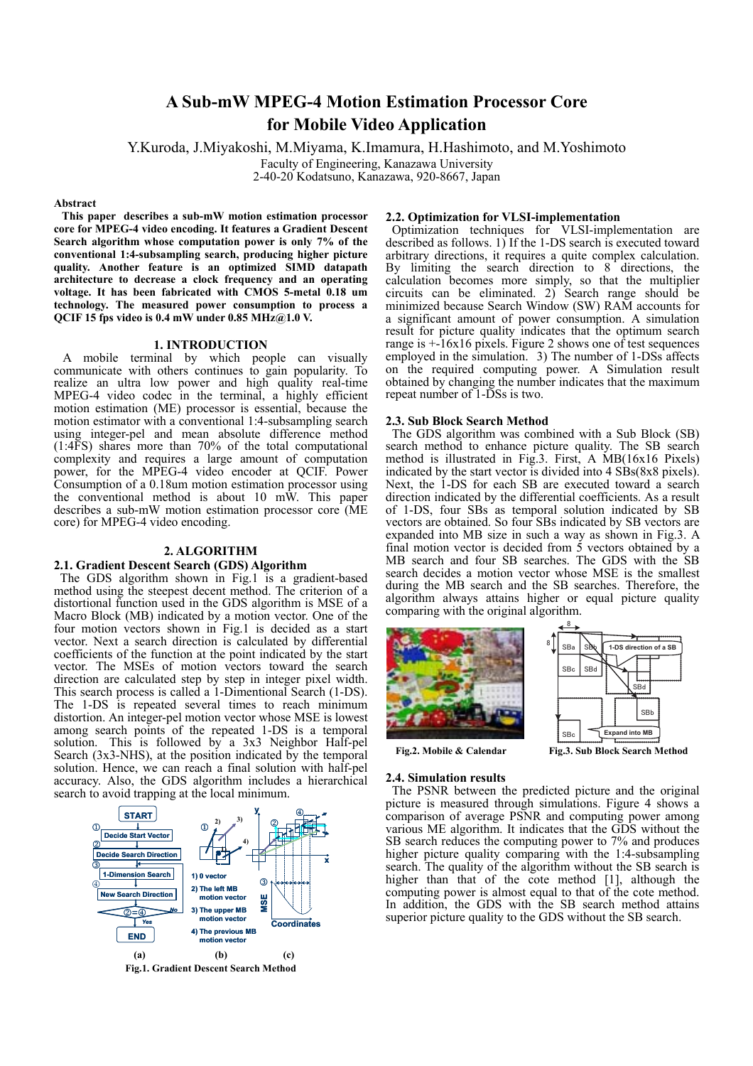# A Sub-mW MPEG-4 Motion Estimation Processor Core for Mobile Video Application

Y.Kuroda, J.Miyakoshi, M.Miyama, K.Imamura, H.Hashimoto, and M.Yoshimoto

Faculty of Engineering, Kanazawa University
2-40-20 Kodatsuno, Kanazawa, 920-8667, Japan

**Abstract**

**This paper describes a sub-mW motion estimation processor core for MPEG-4 video encoding. It features a Gradient Descent Search algorithm whose computation power is only 7% of the conventional 1:4-subsampling search, producing higher picture quality. Another feature is an optimized SIMD datapath architecture to decrease a clock frequency and an operating voltage. It has been fabricated with CMOS 5-metal 0.18 um technology. The measured power consumption to process a QCIF 15 fps video is 0.4 mW under 0.85 MHz@1.0 V.**

## 1. INTRODUCTION

A mobile terminal by which people can visually communicate with others continues to gain popularity. To realize an ultra low power and high quality real-time MPEG-4 video codec in the terminal, a highly efficient motion estimation (ME) processor is essential, because the motion estimator with a conventional 1:4-subsampling search using integer-pel and mean absolute difference method (1:4FS) shares more than 70% of the total computational complexity and requires a large amount of computation power, for the MPEG-4 video encoder at QCIF. Power Consumption of a 0.18um motion estimation processor using the conventional method is about 10 mW. This paper describes a sub-mW motion estimation processor core (ME core) for MPEG-4 video encoding.

## 2. ALGORITHM

### 2.1. Gradient Descent Search (GDS) Algorithm

The GDS algorithm shown in Fig.1 is a gradient-based method using the steepest decent method. The criterion of a distortional function used in the GDS algorithm is MSE of a Macro Block (MB) indicated by a motion vector. One of the four motion vectors shown in Fig.1 is decided as a start vector. Next a search direction is calculated by differential coefficients of the function at the point indicated by the start vector. The MSEs of motion vectors toward the search direction are calculated step by step in integer pixel width. This search process is called a 1-Dimentional Search (1-DS). The 1-DS is repeated several times to reach minimum distortion. An integer-pel motion vector whose MSE is lowest among search points of the repeated 1-DS is a temporal solution. This is followed by a 3x3 Neighbor Half-pel Search (3x3-NHS), at the position indicated by the temporal solution. Hence, we can reach a final solution with half-pel accuracy. Also, the GDS algorithm includes a hierarchical search to avoid trapping at the local minimum.

Fig.1. Gradient Descent Search Method

### 2.2. Optimization for VLSI-implementation

Optimization techniques for VLSI-implementation are described as follows. 1) If the 1-DS search is executed toward arbitrary directions, it requires a quite complex calculation. By limiting the search direction to 8 directions, the calculation becomes more simply, so that the multiplier circuits can be eliminated. 2) Search range should be minimized because Search Window (SW) RAM accounts for a significant amount of power consumption. A simulation result for picture quality indicates that the optimum search range is +-16x16 pixels. Figure 2 shows one of test sequences employed in the simulation. 3) The number of 1-DSs affects on the required computing power. A Simulation result obtained by changing the number indicates that the maximum repeat number of 1-DSs is two.

### 2.3. Sub Block Search Method

The GDS algorithm was combined with a Sub Block (SB) search method to enhance picture quality. The SB search method is illustrated in Fig.3. First, A MB(16x16 Pixels) indicated by the start vector is divided into 4 SBs(8x8 pixels). Next, the 1-DS for each SB are executed toward a search direction indicated by the differential coefficients. As a result of 1-DS, four SBs as temporal solution indicated by SB vectors are obtained. So four SBs indicated by SB vectors are expanded into MB size in such a way as shown in Fig.3. A final motion vector is decided from 5 vectors obtained by a MB search and four SB searches. The GDS with the SB search decides a motion vector whose MSE is the smallest during the MB search and the SB searches. Therefore, the algorithm always attains higher or equal picture quality comparing with the original algorithm.

Fig.2. Mobile & Calendar

Fig.3. Sub Block Search Method

### 2.4. Simulation results

The PSNR between the predicted picture and the original picture is measured through simulations. Figure 4 shows a comparison of average PSNR and computing power among various ME algorithm. It indicates that the GDS without the SB search reduces the computing power to 7% and produces higher picture quality comparing with the 1:4-subsampling search. The quality of the algorithm without the SB search is higher than that of the cote method [1], although the computing power is almost equal to that of the cote method. In addition, the GDS with the SB search method attains superior picture quality to the GDS without the SB search.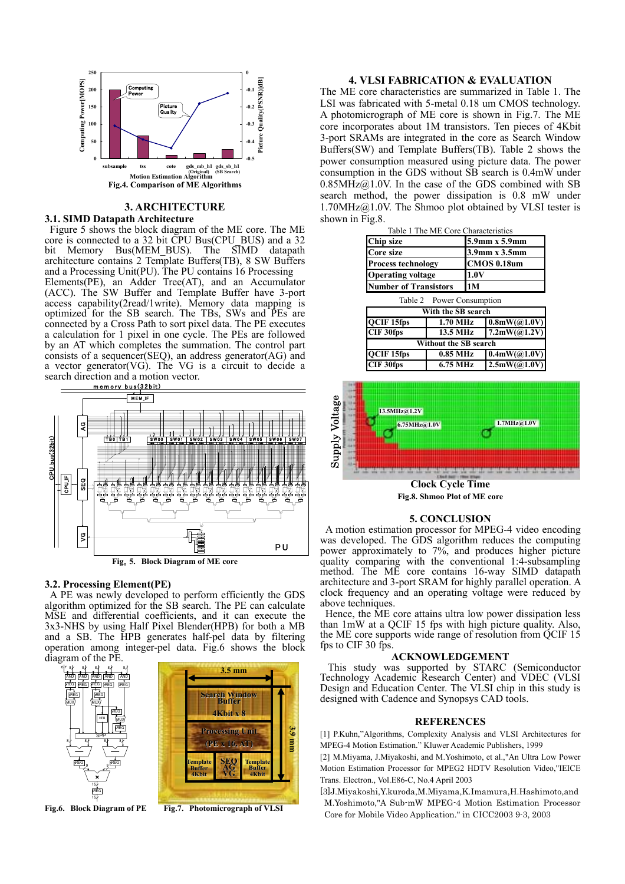250
200
150
100
50
0

0
-0.1
-0.2
-0.3
-0.4
-0.5

Computing Power[MOPS]

Picture Quality(PSNR)[dB]

Computing Power

Picture Quality

subsample
tss
cote
gds_mb_h1 (Original)
gds_sb_h1 (SB Search)

Motion Estimation Algorithm

Fig.4. Comparison of ME Algorithms

## 3. ARCHITECTURE

### 3.1. SIMD Datapath Architecture

Figure 5 shows the block diagram of the ME core. The ME core is connected to a 32 bit CPU Bus(CPU_BUS) and a 32 bit Memory Bus(MEM_BUS). The SIMD datapath architecture contains 2 Template Buffers(TB), 8 SW Buffers and a Processing Unit(PU). The PU contains 16 Processing Elements(PE), an Adder Tree(AT), and an Accumulator (ACC). The SW Buffer and Template Buffer have 3-port access capability(2read/1write). Memory data mapping is optimized for the SB search. The TBs, SWs and PEs are connected by a Cross Path to sort pixel data. The PE executes a calculation for 1 pixel in one cycle. The PEs are followed by an AT which completes the summation. The control part consists of a sequencer(SEQ), an address generator(AG) and a vector generator(VG). The VG is a circuit to decide a search direction and a motion vector.

memory bus(32bit)

MEM_IF

CPU bus(32bit)

CPU_IF

AG

SEQ

VG

TB0 TB1

SW00 SW01 SW02 SW03 SW04 SW05 SW06 SW07

PU

Fig. 5. Block Diagram of ME core

### 3.2. Processing Element(PE)

A PE was newly developed to perform efficiently the GDS algorithm optimized for the SB search. The PE can calculate MSE and differential coefficients, and it can execute the 3x3-NHS by using Half Pixel Blender(HPB) for both a MB and a SB. The HPB generates half-pel data by filtering operation among integer-pel data. Fig.6 shows the block diagram of the PE.

Fig.6. Block Diagram of PE

3.5 mm

Search Window Buffer

4Kbit x 8

Processing Unit

(PE x 16, AT)

Template Buffer 4Kbit

SEQ AG VG

Template Buffer 4Kbit

3.9 mm

Fig.7. Photomicrograph of VLSI

## 4. VLSI FABRICATION & EVALUATION

The ME core characteristics are summarized in Table 1. The LSI was fabricated with 5-metal 0.18 um CMOS technology. A photomicrograph of ME core is shown in Fig.7. The ME core incorporates about 1M transistors. Ten pieces of 4Kbit 3-port SRAMs are integrated in the core as Search Window Buffers(SW) and Template Buffers(TB). Table 2 shows the power consumption measured using picture data. The power consumption in the GDS without SB search is 0.4mW under 0.85MHz@1.0V. In the case of the GDS combined with SB search method, the power dissipation is 0.8 mW under 1.70MHz@1.0V. The Shmoo plot obtained by VLSI tester is shown in Fig.8.

Table 1 The ME Core Characteristics

| | |
|---|---|
| Chip size | 5.9mm x 5.9mm |
| Core size | 3.9mm x 3.5mm |
| Process technology | CMOS 0.18um |
| Operating voltage | 1.0V |
| Number of Transistors | 1M |

Table 2 Power Consumption

| With the SB search | | |
|---|---|---|
| QCIF 15fps | 1.70 MHz | 0.8mW(@1.0V) |
| CIF 30fps | 13.5 MHz | 7.2mW(@1.2V) |
| **Without the SB search** | | |
| QCIF 15fps | 0.85 MHz | 0.4mW(@1.0V) |
| CIF 30fps | 6.75 MHz | 2.5mW(@1.0V) |

Supply Voltage

13.5MHz@1.2V

6.75MHz@1.0V

1.7MHz@1.0V

Clock Cycle Time

Fig.8. Shmoo Plot of ME core

## 5. CONCLUSION

A motion estimation processor for MPEG-4 video encoding was developed. The GDS algorithm reduces the computing power approximately to 7%, and produces higher picture quality comparing with the conventional 1:4-subsampling method. The ME core contains 16-way SIMD datapath architecture and 3-port SRAM for highly parallel operation. A clock frequency and an operating voltage were reduced by above techniques.

Hence, the ME core attains ultra low power dissipation less than 1mW at a QCIF 15 fps with high picture quality. Also, the ME core supports wide range of resolution from QCIF 15 fps to CIF 30 fps.

## ACKNOWLEDGEMENT

This study was supported by STARC (Semiconductor Technology Academic Research Center) and VDEC (VLSI Design and Education Center. The VLSI chip in this study is designed with Cadence and Synopsys CAD tools.

## REFERENCES

[1] P.Kuhn,"Algorithms, Complexity Analysis and VLSI Architectures for MPEG-4 Motion Estimation." Kluwer Academic Publishers, 1999

[2] M.Miyama, J.Miyakoshi, and M.Yoshimoto, et al.,"An Ultra Low Power Motion Estimation Processor for MPEG2 HDTV Resolution Video,"IEICE Trans. Electron., Vol.E86-C, No.4 April 2003

[3]J.Miyakoshi,Y.kuroda,M.Miyama,K.Imamura,H.Hashimoto,and M.Yoshimoto,"A Sub-mW MPEG-4 Motion Estimation Processor Core for Mobile Video Application." in CICC2003 9-3, 2003